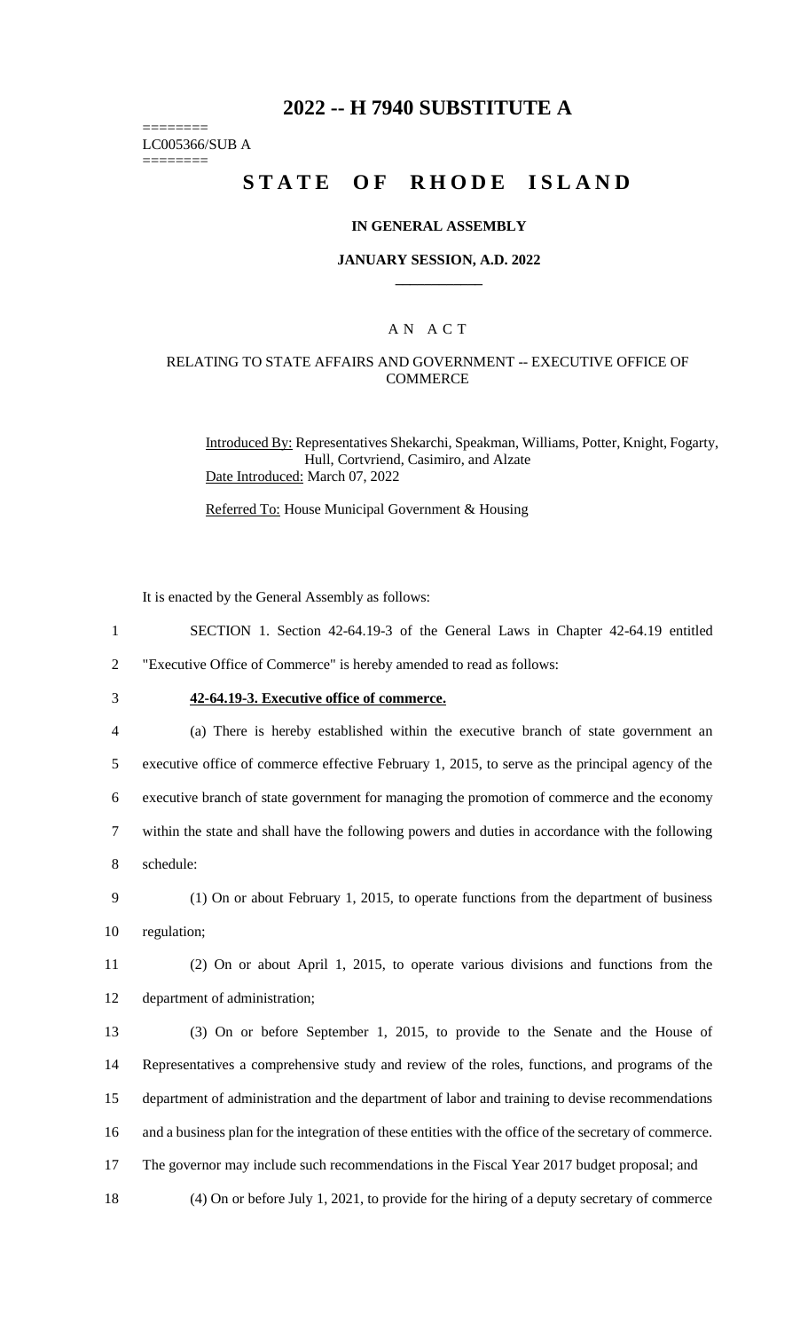# 2022 -- H 7940 SUBSTITUTE A

========
LC005366/SUB A
========

## STATE OF RHODE ISLAND

### IN GENERAL ASSEMBLY

### JANUARY SESSION, A.D. 2022

---

### A N A C T

### RELATING TO STATE AFFAIRS AND GOVERNMENT -- EXECUTIVE OFFICE OF COMMERCE

Introduced By: Representatives Shekarchi, Speakman, Williams, Potter, Knight, Fogarty, Hull, Cortvriend, Casimiro, and Alzate

Date Introduced: March 07, 2022

Referred To: House Municipal Government & Housing

It is enacted by the General Assembly as follows:

1 SECTION 1. Section 42-64.19-3 of the General Laws in Chapter 42-64.19 entitled
2 "Executive Office of Commerce" is hereby amended to read as follows:

3 **42-64.19-3. Executive office of commerce.**

4 (a) There is hereby established within the executive branch of state government an
5 executive office of commerce effective February 1, 2015, to serve as the principal agency of the
6 executive branch of state government for managing the promotion of commerce and the economy
7 within the state and shall have the following powers and duties in accordance with the following
8 schedule:

9 (1) On or about February 1, 2015, to operate functions from the department of business
10 regulation;

11 (2) On or about April 1, 2015, to operate various divisions and functions from the
12 department of administration;

13 (3) On or before September 1, 2015, to provide to the Senate and the House of
14 Representatives a comprehensive study and review of the roles, functions, and programs of the
15 department of administration and the department of labor and training to devise recommendations
16 and a business plan for the integration of these entities with the office of the secretary of commerce.
17 The governor may include such recommendations in the Fiscal Year 2017 budget proposal; and

18 (4) On or before July 1, 2021, to provide for the hiring of a deputy secretary of commerce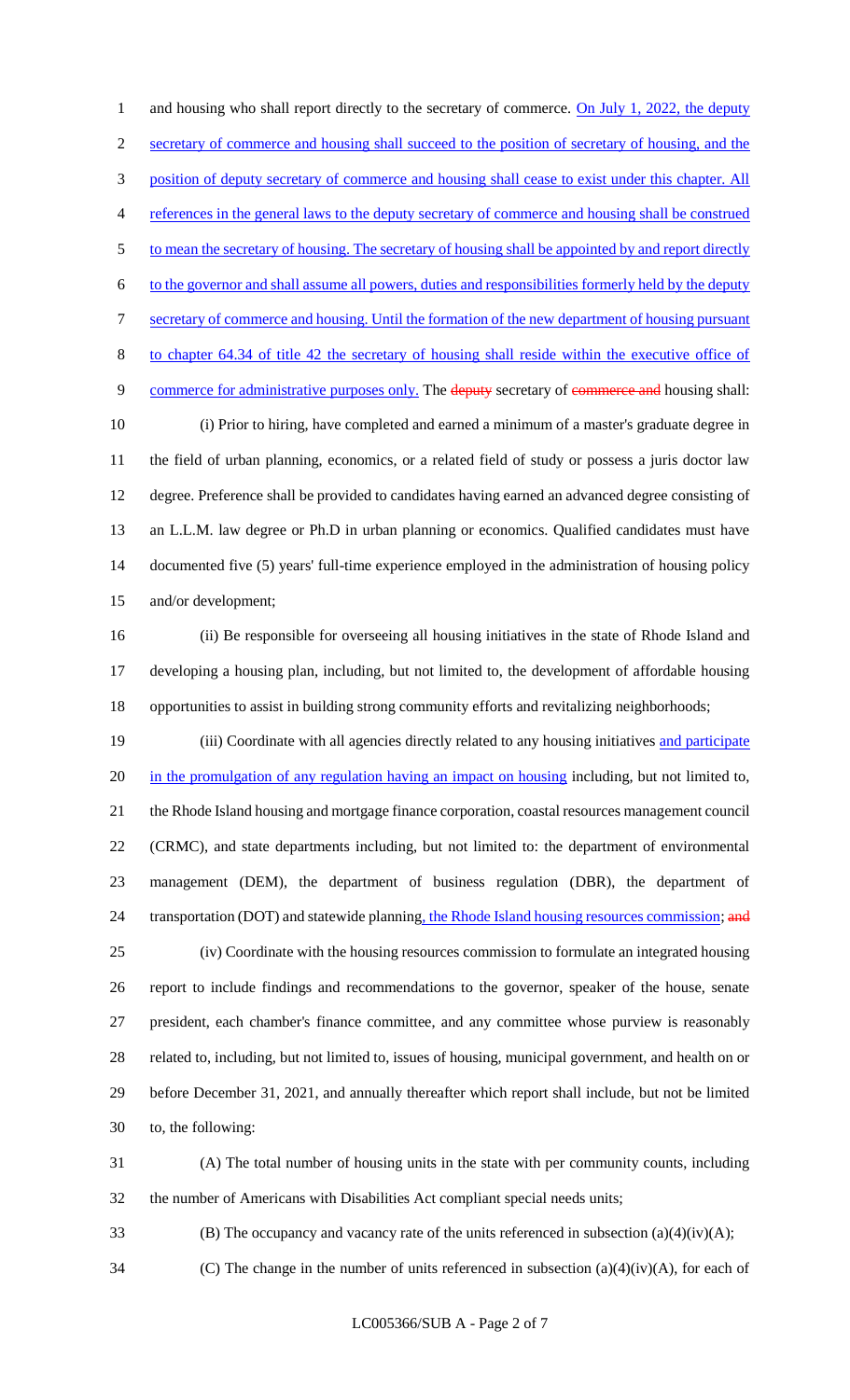and housing who shall report directly to the secretary of commerce. On July 1, 2022, the deputy secretary of commerce and housing shall succeed to the position of secretary of housing, and the position of deputy secretary of commerce and housing shall cease to exist under this chapter. All references in the general laws to the deputy secretary of commerce and housing shall be construed to mean the secretary of housing. The secretary of housing shall be appointed by and report directly to the governor and shall assume all powers, duties and responsibilities formerly held by the deputy secretary of commerce and housing. Until the formation of the new department of housing pursuant to chapter 64.34 of title 42 the secretary of housing shall reside within the executive office of commerce for administrative purposes only. The ~~deputy~~ secretary of ~~commerce and~~ housing shall:

(i) Prior to hiring, have completed and earned a minimum of a master's graduate degree in the field of urban planning, economics, or a related field of study or possess a juris doctor law degree. Preference shall be provided to candidates having earned an advanced degree consisting of an L.L.M. law degree or Ph.D in urban planning or economics. Qualified candidates must have documented five (5) years' full-time experience employed in the administration of housing policy and/or development;

(ii) Be responsible for overseeing all housing initiatives in the state of Rhode Island and developing a housing plan, including, but not limited to, the development of affordable housing opportunities to assist in building strong community efforts and revitalizing neighborhoods;

(iii) Coordinate with all agencies directly related to any housing initiatives and participate in the promulgation of any regulation having an impact on housing including, but not limited to, the Rhode Island housing and mortgage finance corporation, coastal resources management council (CRMC), and state departments including, but not limited to: the department of environmental management (DEM), the department of business regulation (DBR), the department of transportation (DOT) and statewide planning, the Rhode Island housing resources commission; ~~and~~

(iv) Coordinate with the housing resources commission to formulate an integrated housing report to include findings and recommendations to the governor, speaker of the house, senate president, each chamber's finance committee, and any committee whose purview is reasonably related to, including, but not limited to, issues of housing, municipal government, and health on or before December 31, 2021, and annually thereafter which report shall include, but not be limited to, the following:

(A) The total number of housing units in the state with per community counts, including the number of Americans with Disabilities Act compliant special needs units;

(B) The occupancy and vacancy rate of the units referenced in subsection (a)(4)(iv)(A);

(C) The change in the number of units referenced in subsection (a)(4)(iv)(A), for each of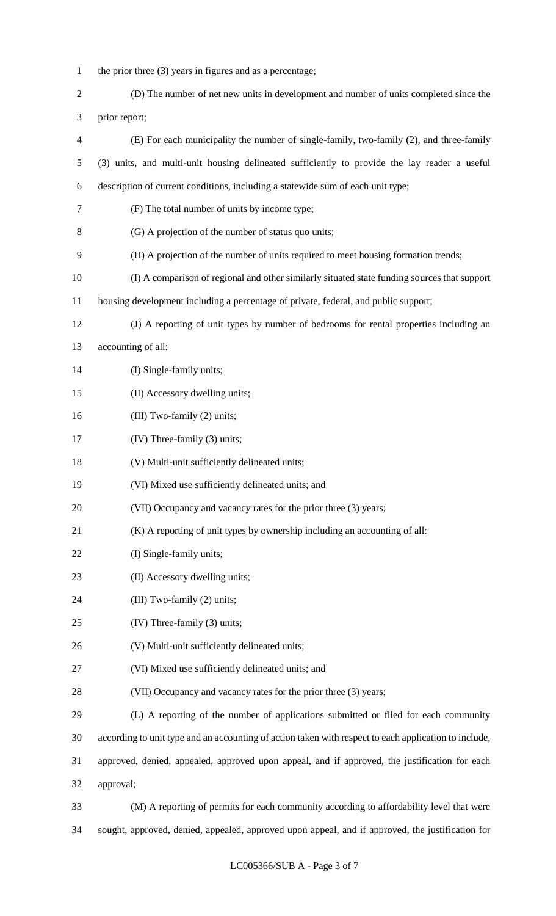the prior three (3) years in figures and as a percentage;

(D) The number of net new units in development and number of units completed since the prior report;

(E) For each municipality the number of single-family, two-family (2), and three-family (3) units, and multi-unit housing delineated sufficiently to provide the lay reader a useful description of current conditions, including a statewide sum of each unit type;

(F) The total number of units by income type;

(G) A projection of the number of status quo units;

(H) A projection of the number of units required to meet housing formation trends;

(I) A comparison of regional and other similarly situated state funding sources that support housing development including a percentage of private, federal, and public support;

(J) A reporting of unit types by number of bedrooms for rental properties including an accounting of all:

(I) Single-family units;

(II) Accessory dwelling units;

(III) Two-family (2) units;

(IV) Three-family (3) units;

(V) Multi-unit sufficiently delineated units;

(VI) Mixed use sufficiently delineated units; and

(VII) Occupancy and vacancy rates for the prior three (3) years;

(K) A reporting of unit types by ownership including an accounting of all:

(I) Single-family units;

(II) Accessory dwelling units;

(III) Two-family (2) units;

(IV) Three-family (3) units;

(V) Multi-unit sufficiently delineated units;

(VI) Mixed use sufficiently delineated units; and

(VII) Occupancy and vacancy rates for the prior three (3) years;

(L) A reporting of the number of applications submitted or filed for each community according to unit type and an accounting of action taken with respect to each application to include, approved, denied, appealed, approved upon appeal, and if approved, the justification for each approval;

(M) A reporting of permits for each community according to affordability level that were sought, approved, denied, appealed, approved upon appeal, and if approved, the justification for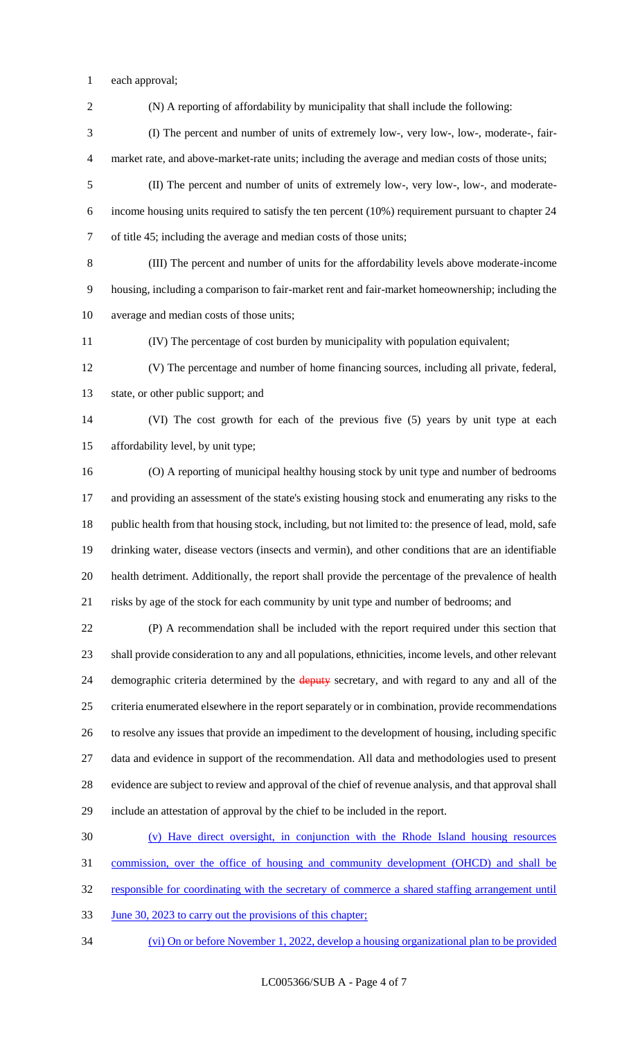each approval;

(N) A reporting of affordability by municipality that shall include the following:

(I) The percent and number of units of extremely low-, very low-, low-, moderate-, fair-market rate, and above-market-rate units; including the average and median costs of those units;

(II) The percent and number of units of extremely low-, very low-, low-, and moderate-income housing units required to satisfy the ten percent (10%) requirement pursuant to chapter 24 of title 45; including the average and median costs of those units;

(III) The percent and number of units for the affordability levels above moderate-income housing, including a comparison to fair-market rent and fair-market homeownership; including the average and median costs of those units;

(IV) The percentage of cost burden by municipality with population equivalent;

(V) The percentage and number of home financing sources, including all private, federal, state, or other public support; and

(VI) The cost growth for each of the previous five (5) years by unit type at each affordability level, by unit type;

(O) A reporting of municipal healthy housing stock by unit type and number of bedrooms and providing an assessment of the state's existing housing stock and enumerating any risks to the public health from that housing stock, including, but not limited to: the presence of lead, mold, safe drinking water, disease vectors (insects and vermin), and other conditions that are an identifiable health detriment. Additionally, the report shall provide the percentage of the prevalence of health risks by age of the stock for each community by unit type and number of bedrooms; and

(P) A recommendation shall be included with the report required under this section that shall provide consideration to any and all populations, ethnicities, income levels, and other relevant demographic criteria determined by the ~~deputy~~ secretary, and with regard to any and all of the criteria enumerated elsewhere in the report separately or in combination, provide recommendations to resolve any issues that provide an impediment to the development of housing, including specific data and evidence in support of the recommendation. All data and methodologies used to present evidence are subject to review and approval of the chief of revenue analysis, and that approval shall include an attestation of approval by the chief to be included in the report.

<u>(v) Have direct oversight, in conjunction with the Rhode Island housing resources commission, over the office of housing and community development (OHCD) and shall be responsible for coordinating with the secretary of commerce a shared staffing arrangement until June 30, 2023 to carry out the provisions of this chapter;</u>

<u>(vi) On or before November 1, 2022, develop a housing organizational plan to be provided</u>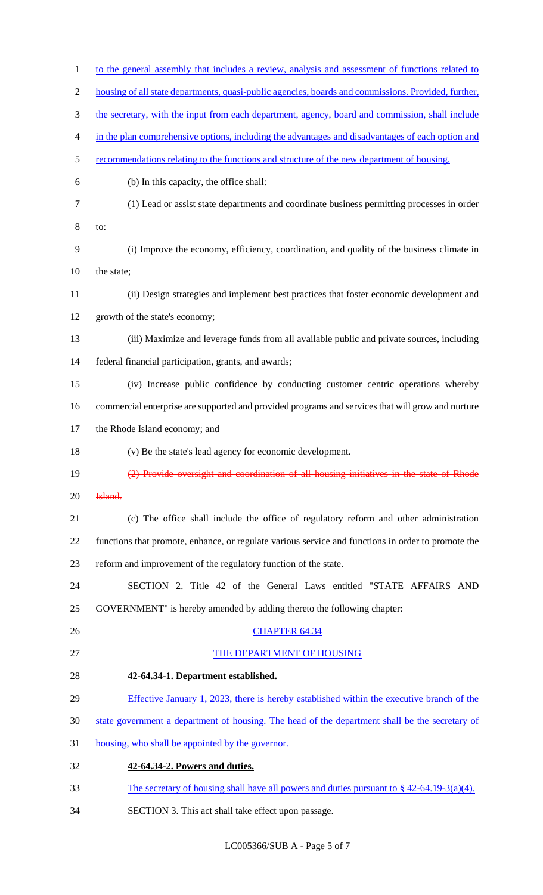to the general assembly that includes a review, analysis and assessment of functions related to housing of all state departments, quasi-public agencies, boards and commissions. Provided, further, the secretary, with the input from each department, agency, board and commission, shall include in the plan comprehensive options, including the advantages and disadvantages of each option and recommendations relating to the functions and structure of the new department of housing.

(b) In this capacity, the office shall:

(1) Lead or assist state departments and coordinate business permitting processes in order to:

(i) Improve the economy, efficiency, coordination, and quality of the business climate in the state;

(ii) Design strategies and implement best practices that foster economic development and growth of the state's economy;

(iii) Maximize and leverage funds from all available public and private sources, including federal financial participation, grants, and awards;

(iv) Increase public confidence by conducting customer centric operations whereby commercial enterprise are supported and provided programs and services that will grow and nurture the Rhode Island economy; and

(v) Be the state's lead agency for economic development.

~~(2) Provide oversight and coordination of all housing initiatives in the state of Rhode Island.~~

(c) The office shall include the office of regulatory reform and other administration functions that promote, enhance, or regulate various service and functions in order to promote the reform and improvement of the regulatory function of the state.

SECTION 2. Title 42 of the General Laws entitled "STATE AFFAIRS AND GOVERNMENT" is hereby amended by adding thereto the following chapter:

CHAPTER 64.34

THE DEPARTMENT OF HOUSING

**42-64.34-1. Department established.**

Effective January 1, 2023, there is hereby established within the executive branch of the state government a department of housing. The head of the department shall be the secretary of housing, who shall be appointed by the governor.

**42-64.34-2. Powers and duties.**

The secretary of housing shall have all powers and duties pursuant to § 42-64.19-3(a)(4).

SECTION 3. This act shall take effect upon passage.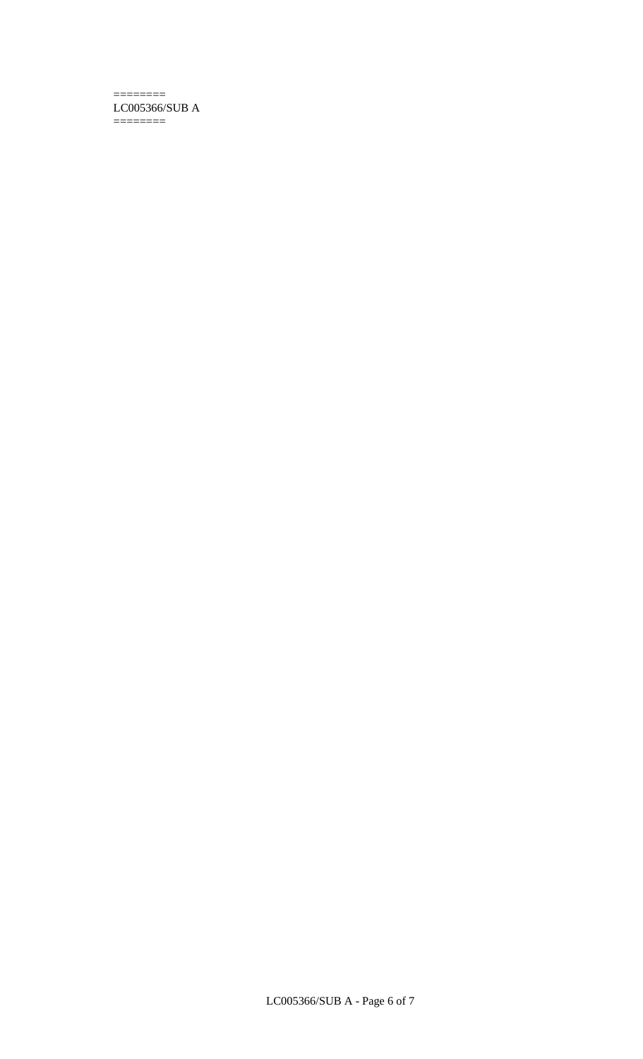=======
LC005366/SUB A
=======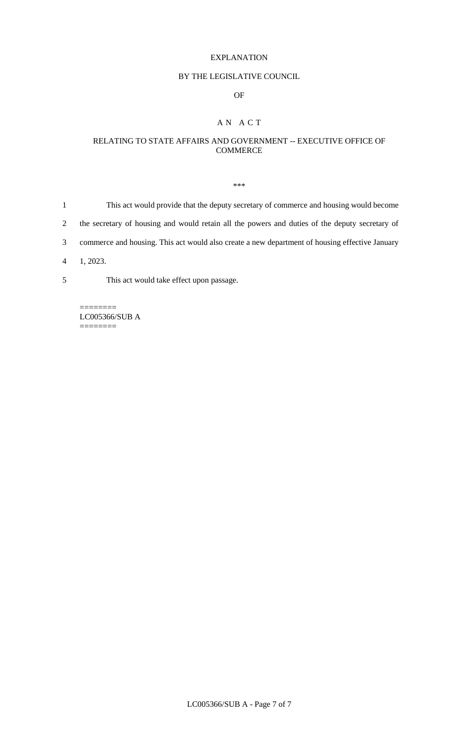EXPLANATION

BY THE LEGISLATIVE COUNCIL

OF

# A N A C T

RELATING TO STATE AFFAIRS AND GOVERNMENT -- EXECUTIVE OFFICE OF COMMERCE

\*\*\*

This act would provide that the deputy secretary of commerce and housing would become the secretary of housing and would retain all the powers and duties of the deputy secretary of commerce and housing. This act would also create a new department of housing effective January 1, 2023.

This act would take effect upon passage.

========
LC005366/SUB A
========